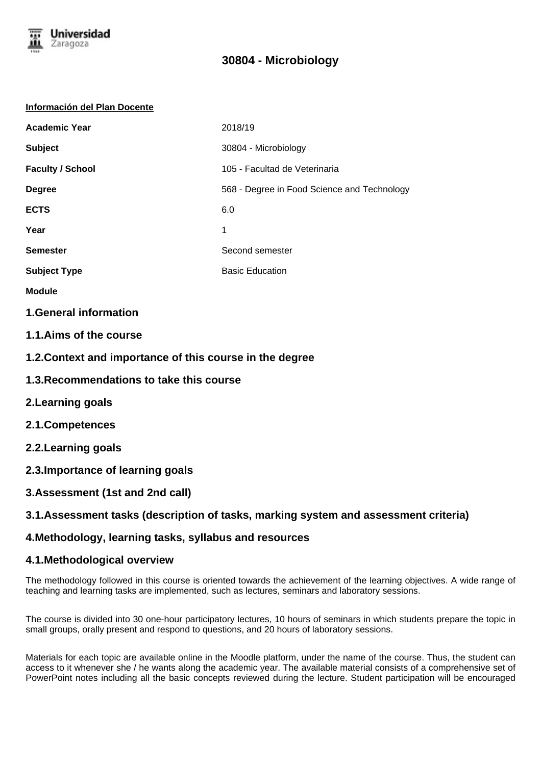# 30804 - Microbiology

**Información del Plan Docente**

| | |
|---|---|
| **Academic Year** | 2018/19 |
| **Subject** | 30804 - Microbiology |
| **Faculty / School** | 105 - Facultad de Veterinaria |
| **Degree** | 568 - Degree in Food Science and Technology |
| **ECTS** | 6.0 |
| **Year** | 1 |
| **Semester** | Second semester |
| **Subject Type** | Basic Education |
| **Module** | |

## 1.General information

## 1.1.Aims of the course

## 1.2.Context and importance of this course in the degree

## 1.3.Recommendations to take this course

## 2.Learning goals

## 2.1.Competences

## 2.2.Learning goals

## 2.3.Importance of learning goals

## 3.Assessment (1st and 2nd call)

## 3.1.Assessment tasks (description of tasks, marking system and assessment criteria)

## 4.Methodology, learning tasks, syllabus and resources

## 4.1.Methodological overview

The methodology followed in this course is oriented towards the achievement of the learning objectives. A wide range of teaching and learning tasks are implemented, such as lectures, seminars and laboratory sessions.

The course is divided into 30 one-hour participatory lectures, 10 hours of seminars in which students prepare the topic in small groups, orally present and respond to questions, and 20 hours of laboratory sessions.

Materials for each topic are available online in the Moodle platform, under the name of the course. Thus, the student can access to it whenever she / he wants along the academic year. The available material consists of a comprehensive set of PowerPoint notes including all the basic concepts reviewed during the lecture. Student participation will be encouraged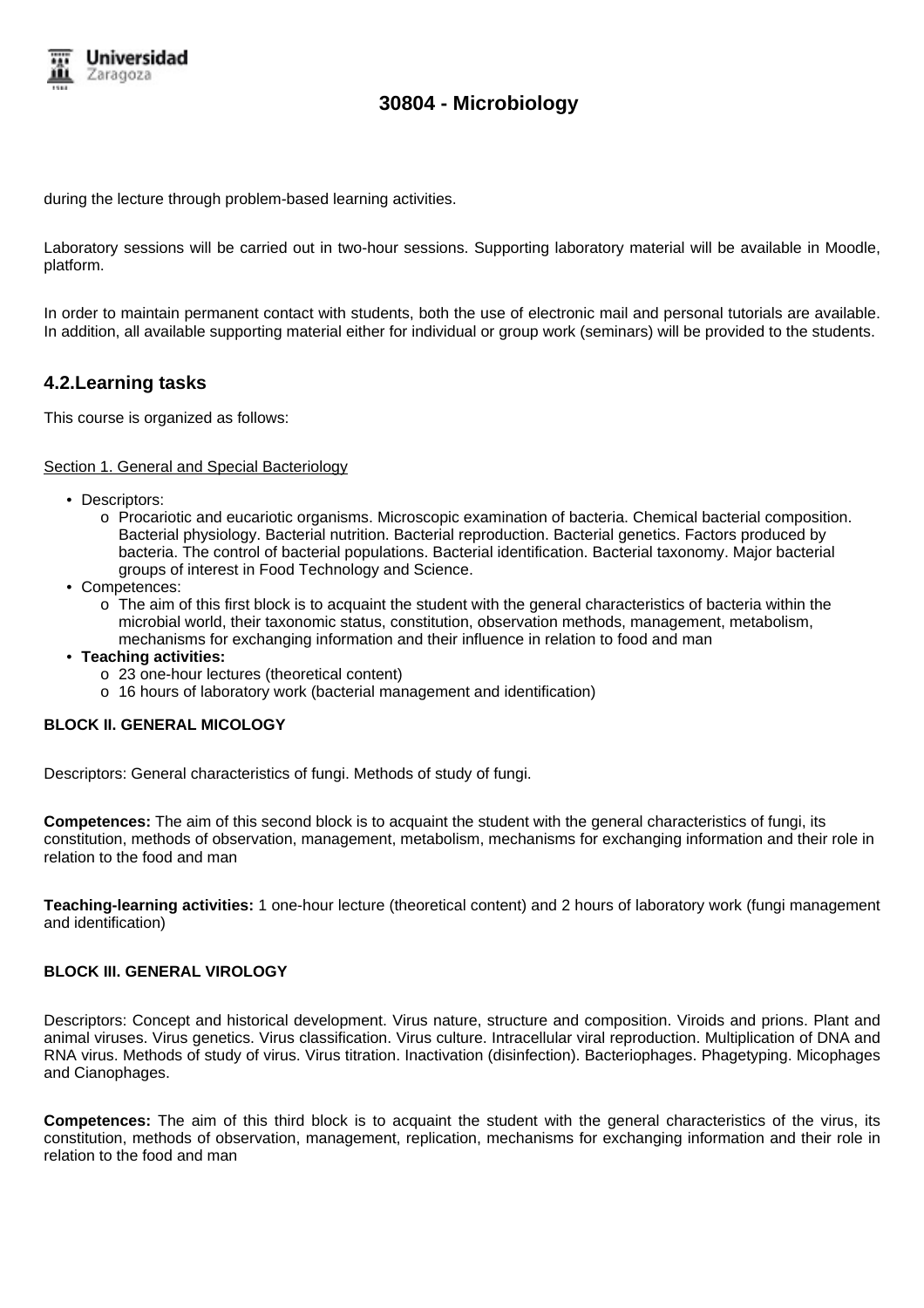during the lecture through problem-based learning activities.

Laboratory sessions will be carried out in two-hour sessions. Supporting laboratory material will be available in Moodle, platform.

In order to maintain permanent contact with students, both the use of electronic mail and personal tutorials are available. In addition, all available supporting material either for individual or group work (seminars) will be provided to the students.

## 4.2.Learning tasks

This course is organized as follows:

<u>Section 1. General and Special Bacteriology</u>

- Descriptors:
  - Procariotic and eucariotic organisms. Microscopic examination of bacteria. Chemical bacterial composition. Bacterial physiology. Bacterial nutrition. Bacterial reproduction. Bacterial genetics. Factors produced by bacteria. The control of bacterial populations. Bacterial identification. Bacterial taxonomy. Major bacterial groups of interest in Food Technology and Science.
- Competences:
  - The aim of this first block is to acquaint the student with the general characteristics of bacteria within the microbial world, their taxonomic status, constitution, observation methods, management, metabolism, mechanisms for exchanging information and their influence in relation to food and man
- **Teaching activities:**
  - 23 one-hour lectures (theoretical content)
  - 16 hours of laboratory work (bacterial management and identification)

**BLOCK II. GENERAL MICOLOGY**

Descriptors: General characteristics of fungi. Methods of study of fungi.

**Competences:** The aim of this second block is to acquaint the student with the general characteristics of fungi, its constitution, methods of observation, management, metabolism, mechanisms for exchanging information and their role in relation to the food and man

**Teaching-learning activities:** 1 one-hour lecture (theoretical content) and 2 hours of laboratory work (fungi management and identification)

**BLOCK III. GENERAL VIROLOGY**

Descriptors: Concept and historical development. Virus nature, structure and composition. Viroids and prions. Plant and animal viruses. Virus genetics. Virus classification. Virus culture. Intracellular viral reproduction. Multiplication of DNA and RNA virus. Methods of study of virus. Virus titration. Inactivation (disinfection). Bacteriophages. Phagetyping. Micophages and Cianophages.

**Competences:** The aim of this third block is to acquaint the student with the general characteristics of the virus, its constitution, methods of observation, management, replication, mechanisms for exchanging information and their role in relation to the food and man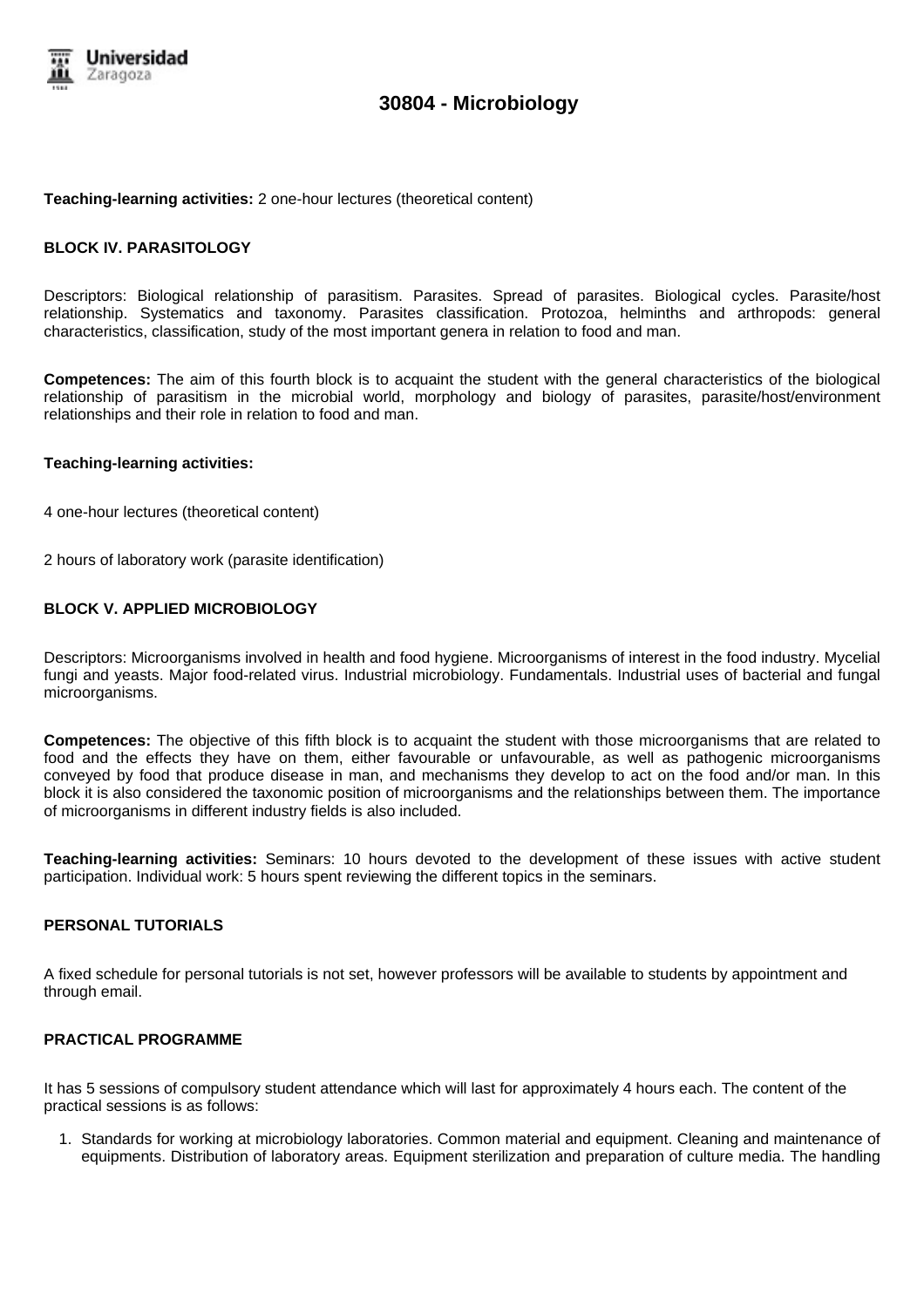**Teaching-learning activities:** 2 one-hour lectures (theoretical content)

**BLOCK IV. PARASITOLOGY**

Descriptors: Biological relationship of parasitism. Parasites. Spread of parasites. Biological cycles. Parasite/host relationship. Systematics and taxonomy. Parasites classification. Protozoa, helminths and arthropods: general characteristics, classification, study of the most important genera in relation to food and man.

**Competences:** The aim of this fourth block is to acquaint the student with the general characteristics of the biological relationship of parasitism in the microbial world, morphology and biology of parasites, parasite/host/environment relationships and their role in relation to food and man.

**Teaching-learning activities:**

4 one-hour lectures (theoretical content)

2 hours of laboratory work (parasite identification)

**BLOCK V. APPLIED MICROBIOLOGY**

Descriptors: Microorganisms involved in health and food hygiene. Microorganisms of interest in the food industry. Mycelial fungi and yeasts. Major food-related virus. Industrial microbiology. Fundamentals. Industrial uses of bacterial and fungal microorganisms.

**Competences:** The objective of this fifth block is to acquaint the student with those microorganisms that are related to food and the effects they have on them, either favourable or unfavourable, as well as pathogenic microorganisms conveyed by food that produce disease in man, and mechanisms they develop to act on the food and/or man. In this block it is also considered the taxonomic position of microorganisms and the relationships between them. The importance of microorganisms in different industry fields is also included.

**Teaching-learning activities:** Seminars: 10 hours devoted to the development of these issues with active student participation. Individual work: 5 hours spent reviewing the different topics in the seminars.

**PERSONAL TUTORIALS**

A fixed schedule for personal tutorials is not set, however professors will be available to students by appointment and through email.

**PRACTICAL PROGRAMME**

It has 5 sessions of compulsory student attendance which will last for approximately 4 hours each. The content of the practical sessions is as follows:

1. Standards for working at microbiology laboratories. Common material and equipment. Cleaning and maintenance of equipments. Distribution of laboratory areas. Equipment sterilization and preparation of culture media. The handling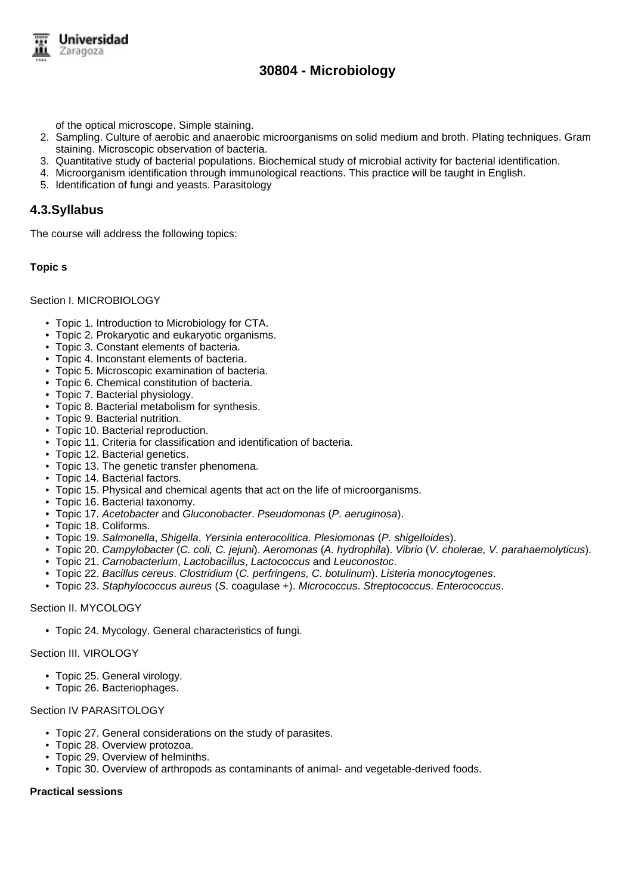of the optical microscope. Simple staining.

2. Sampling. Culture of aerobic and anaerobic microorganisms on solid medium and broth. Plating techniques. Gram staining. Microscopic observation of bacteria.
3. Quantitative study of bacterial populations. Biochemical study of microbial activity for bacterial identification.
4. Microorganism identification through immunological reactions. This practice will be taught in English.
5. Identification of fungi and yeasts. Parasitology

## 4.3.Syllabus

The course will address the following topics:

**Topic s**

Section I. MICROBIOLOGY

- Topic 1. Introduction to Microbiology for CTA.
- Topic 2. Prokaryotic and eukaryotic organisms.
- Topic 3. Constant elements of bacteria.
- Topic 4. Inconstant elements of bacteria.
- Topic 5. Microscopic examination of bacteria.
- Topic 6. Chemical constitution of bacteria.
- Topic 7. Bacterial physiology.
- Topic 8. Bacterial metabolism for synthesis.
- Topic 9. Bacterial nutrition.
- Topic 10. Bacterial reproduction.
- Topic 11. Criteria for classification and identification of bacteria.
- Topic 12. Bacterial genetics.
- Topic 13. The genetic transfer phenomena.
- Topic 14. Bacterial factors.
- Topic 15. Physical and chemical agents that act on the life of microorganisms.
- Topic 16. Bacterial taxonomy.
- Topic 17. *Acetobacter* and *Gluconobacter*. *Pseudomonas* (*P. aeruginosa*).
- Topic 18. Coliforms.
- Topic 19. *Salmonella*, *Shigella*, *Yersinia enterocolitica*. *Plesiomonas* (*P. shigelloides*).
- Topic 20. *Campylobacter* (*C. coli, C. jejuni*). *Aeromonas* (*A. hydrophila*). *Vibrio* (*V. cholerae, V. parahaemolyticus*).
- Topic 21. *Carnobacterium*, *Lactobacillus*, *Lactococcus* and *Leuconostoc*.
- Topic 22. *Bacillus cereus*. *Clostridium* (*C. perfringens, C. botulinum*). *Listeria monocytogenes*.
- Topic 23. *Staphylococcus aureus* (*S*. coagulase +). *Micrococcus*. *Streptococcus*. *Enterococcus*.

Section II. MYCOLOGY

- Topic 24. Mycology. General characteristics of fungi.

Section III. VIROLOGY

- Topic 25. General virology.
- Topic 26. Bacteriophages.

Section IV PARASITOLOGY

- Topic 27. General considerations on the study of parasites.
- Topic 28. Overview protozoa.
- Topic 29. Overview of helminths.
- Topic 30. Overview of arthropods as contaminants of animal- and vegetable-derived foods.

**Practical sessions**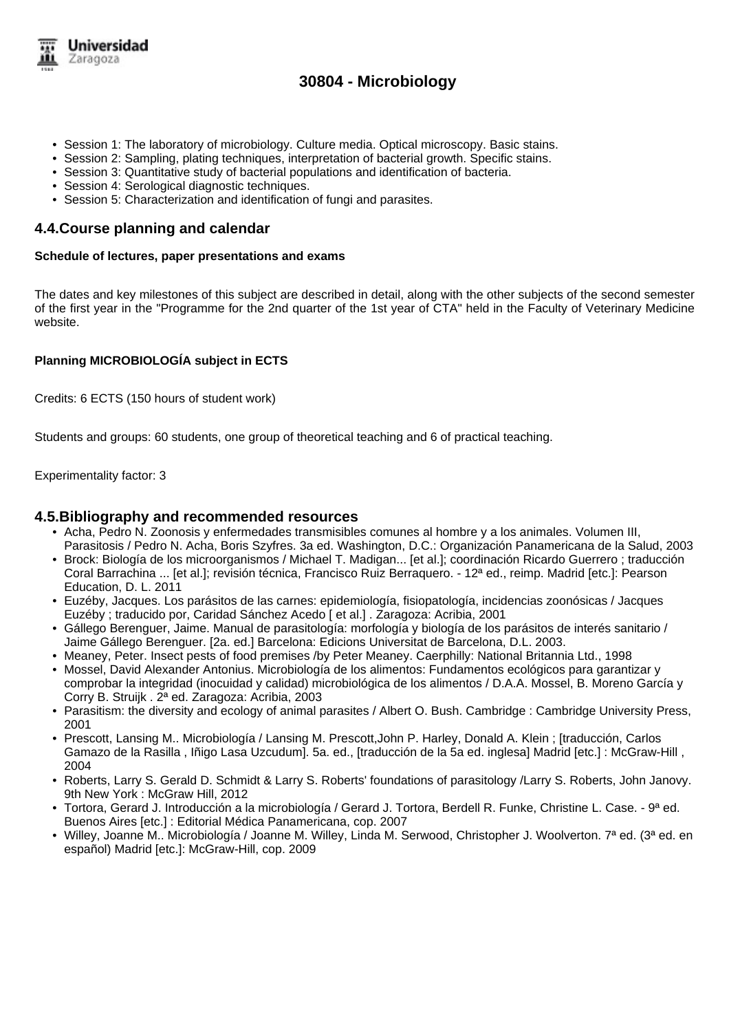- Session 1: The laboratory of microbiology. Culture media. Optical microscopy. Basic stains.
- Session 2: Sampling, plating techniques, interpretation of bacterial growth. Specific stains.
- Session 3: Quantitative study of bacterial populations and identification of bacteria.
- Session 4: Serological diagnostic techniques.
- Session 5: Characterization and identification of fungi and parasites.

## 4.4.Course planning and calendar

**Schedule of lectures, paper presentations and exams**

The dates and key milestones of this subject are described in detail, along with the other subjects of the second semester of the first year in the "Programme for the 2nd quarter of the 1st year of CTA" held in the Faculty of Veterinary Medicine website.

**Planning MICROBIOLOGÍA subject in ECTS**

Credits: 6 ECTS (150 hours of student work)

Students and groups: 60 students, one group of theoretical teaching and 6 of practical teaching.

Experimentality factor: 3

## 4.5.Bibliography and recommended resources

- Acha, Pedro N. Zoonosis y enfermedades transmisibles comunes al hombre y a los animales. Volumen III, Parasitosis / Pedro N. Acha, Boris Szyfres. 3a ed. Washington, D.C.: Organización Panamericana de la Salud, 2003
- Brock: Biología de los microorganismos / Michael T. Madigan... [et al.]; coordinación Ricardo Guerrero ; traducción Coral Barrachina ... [et al.]; revisión técnica, Francisco Ruiz Berraquero. - 12ª ed., reimp. Madrid [etc.]: Pearson Education, D. L. 2011
- Euzéby, Jacques. Los parásitos de las carnes: epidemiología, fisiopatología, incidencias zoonósicas / Jacques Euzéby ; traducido por, Caridad Sánchez Acedo [ et al.] . Zaragoza: Acribia, 2001
- Gállego Berenguer, Jaime. Manual de parasitología: morfología y biología de los parásitos de interés sanitario / Jaime Gállego Berenguer. [2a. ed.] Barcelona: Edicions Universitat de Barcelona, D.L. 2003.
- Meaney, Peter. Insect pests of food premises /by Peter Meaney. Caerphilly: National Britannia Ltd., 1998
- Mossel, David Alexander Antonius. Microbiología de los alimentos: Fundamentos ecológicos para garantizar y comprobar la integridad (inocuidad y calidad) microbiológica de los alimentos / D.A.A. Mossel, B. Moreno García y Corry B. Struijk . 2ª ed. Zaragoza: Acribia, 2003
- Parasitism: the diversity and ecology of animal parasites / Albert O. Bush. Cambridge : Cambridge University Press, 2001
- Prescott, Lansing M.. Microbiología / Lansing M. Prescott,John P. Harley, Donald A. Klein ; [traducción, Carlos Gamazo de la Rasilla , Iñigo Lasa Uzcudum]. 5a. ed., [traducción de la 5a ed. inglesa] Madrid [etc.] : McGraw-Hill , 2004
- Roberts, Larry S. Gerald D. Schmidt & Larry S. Roberts' foundations of parasitology /Larry S. Roberts, John Janovy. 9th New York : McGraw Hill, 2012
- Tortora, Gerard J. Introducción a la microbiología / Gerard J. Tortora, Berdell R. Funke, Christine L. Case. - 9ª ed. Buenos Aires [etc.] : Editorial Médica Panamericana, cop. 2007
- Willey, Joanne M.. Microbiología / Joanne M. Willey, Linda M. Serwood, Christopher J. Woolverton. 7ª ed. (3ª ed. en español) Madrid [etc.]: McGraw-Hill, cop. 2009